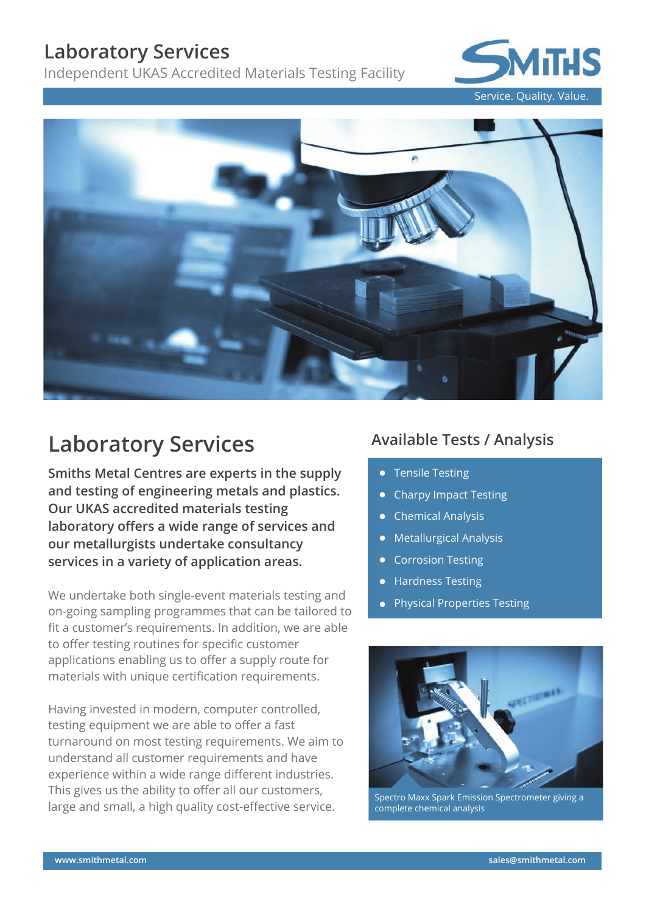# Laboratory Services

Independent UKAS Accredited Materials Testing Facility

SMITHS

Service. Quality. Value.

## Laboratory Services

**Smiths Metal Centres are experts in the supply and testing of engineering metals and plastics. Our UKAS accredited materials testing laboratory offers a wide range of services and our metallurgists undertake consultancy services in a variety of application areas.**

We undertake both single-event materials testing and on-going sampling programmes that can be tailored to fit a customer's requirements. In addition, we are able to offer testing routines for specific customer applications enabling us to offer a supply route for materials with unique certification requirements.

Having invested in modern, computer controlled, testing equipment we are able to offer a fast turnaround on most testing requirements. We aim to understand all customer requirements and have experience within a wide range different industries. This gives us the ability to offer all our customers, large and small, a high quality cost-effective service.

## Available Tests / Analysis

- Tensile Testing
- Charpy Impact Testing
- Chemical Analysis
- Metallurgical Analysis
- Corrosion Testing
- Hardness Testing
- Physical Properties Testing

Spectro Maxx Spark Emission Spectrometer giving a complete chemical analysis

www.smithmetal.com

sales@smithmetal.com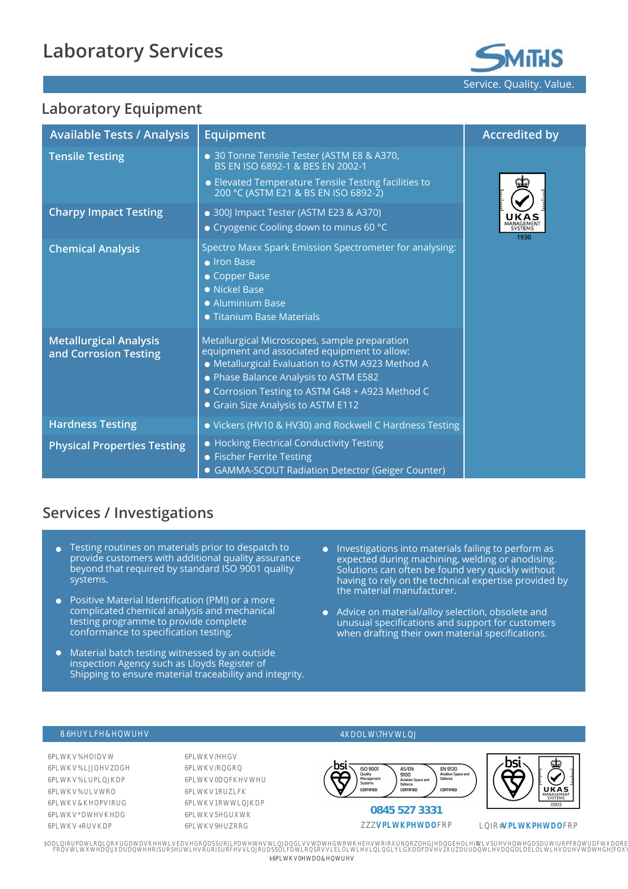# Laboratory Services

Service. Quality. Value.

## Laboratory Equipment

| Available Tests / Analysis | Equipment | Accredited by |
|---|---|---|
| Tensile Testing | • 30 Tonne Tensile Tester (ASTM E8 & A370, BS EN ISO 6892-1 & BES EN 2002-1<br>• Elevated Temperature Tensile Testing facilities to 200 °C (ASTM E21 & BS EN ISO 6892-2) | UKAS MANAGEMENT SYSTEMS 1930 |
| Charpy Impact Testing | • 300J Impact Tester (ASTM E23 & A370)<br>• Cryogenic Cooling down to minus 60 °C | |
| Chemical Analysis | Spectro Maxx Spark Emission Spectrometer for analysing:<br>• Iron Base<br>• Copper Base<br>• Nickel Base<br>• Aluminium Base<br>• Titanium Base Materials | |
| Metallurgical Analysis and Corrosion Testing | Metallurgical Microscopes, sample preparation equipment and associated equipment to allow:<br>• Metallurgical Evaluation to ASTM A923 Method A<br>• Phase Balance Analysis to ASTM E582<br>• Corrosion Testing to ASTM G48 + A923 Method C<br>• Grain Size Analysis to ASTM E112 | |
| Hardness Testing | • Vickers (HV10 & HV30) and Rockwell C Hardness Testing | |
| Physical Properties Testing | • Hocking Electrical Conductivity Testing<br>• Fischer Ferrite Testing<br>• GAMMA-SCOUT Radiation Detector (Geiger Counter) | |

## Services / Investigations

- Testing routines on materials prior to despatch to provide customers with additional quality assurance beyond that required by standard ISO 9001 quality systems.
- Positive Material Identification (PMI) or a more complicated chemical analysis and mechanical testing programme to provide complete conformance to specification testing.
- Material batch testing witnessed by an outside inspection Agency such as Lloyds Register of Shipping to ensure material traceability and integrity.
- Investigations into materials failing to perform as expected during machining, welding or anodising. Solutions can often be found very quickly without having to rely on the technical expertise provided by the material manufacturer.
- Advice on material/alloy selection, obsolete and unusual specifications and support for customers when drafting their own material specifications.

8.6HUYLFH&HQWUHV

6PLWKV%HOIDVW
6PLWKV%LJJOHVZDGH
6PLWKV%LUPLQJKDP
6PLWKV%ULVWRO
6PLWKV&KHOPVIRUG
6PLWKV*DWHVKHDG
6PLWKV+RUVKDP
6PLWKV/HHGV
6PLWKV/RQGRQ
6PLWKV0DQFKHVWHU
6PLWKV1RUZLFK
6PLWKV1RWWLQJKDP
6PLWKV5HGUXWK
6PLWKV9HUZRRG

4XDOLW\7HVWLQJ

bsi ISO 9001 Quality Management Systems CERTIFIED | AS/EN 9100 Aviation Space and Defence CERTIFIED | EN 9120 Aviation Space and Defence CERTIFIED

bsi UKAS MANAGEMENT SYSTEMS 0003

0845 527 3331

ZZZ**VPLWKPHWDO**FRP LQIR#**VPLWKPHWDO**FRP

$OOLQIRUPDWLRQLQRXUGDWDVKHHWLVEDVHGRQDSSUR[LPDWHWHVWLQJDQGLVVWDWHGWRWKHEHVWRIRXUNQRZOHGJHDQGEHOLHI,WLVSUHVHQWHGDSDUWIURPFRQWUDFWXDORE FRQVWLWXWHDQ\JXDUDQWHHRISURSHUWLHVRUIRUSURFHVVLQJRUDSSOLFDWLRQSRVVLELOLWLHVLQLQGLYLGXDOFDVHV2XUZDUUDQW\DQGOLDELOLW\LVVROHO\VHWRXWLQRXU

k6PLWKV0HWDO&HQWUHV